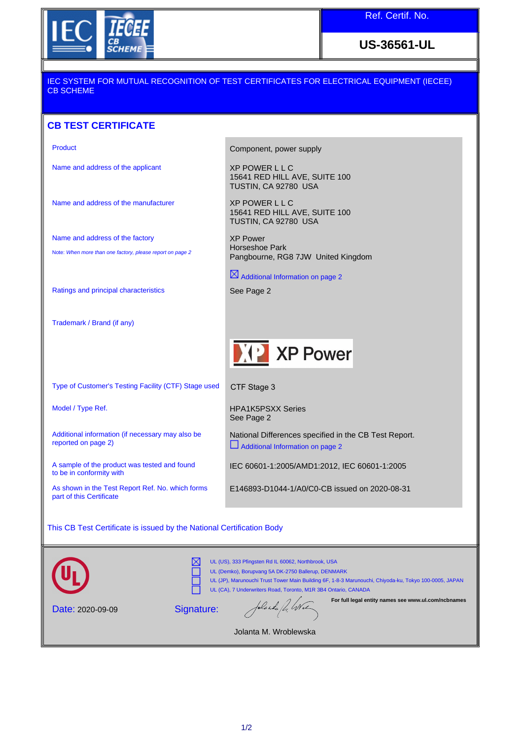IEC IECEE CB SCHEME

| Ref. Certif. No. |
|---|
| **US-36561-UL** |

IEC SYSTEM FOR MUTUAL RECOGNITION OF TEST CERTIFICATES FOR ELECTRICAL EQUIPMENT (IECEE) CB SCHEME

## CB TEST CERTIFICATE

| | |
|---|---|
| Product | Component, power supply |
| Name and address of the applicant | XP POWER L L C<br>15641 RED HILL AVE, SUITE 100<br>TUSTIN, CA 92780 USA |
| Name and address of the manufacturer | XP POWER L L C<br>15641 RED HILL AVE, SUITE 100<br>TUSTIN, CA 92780 USA |
| Name and address of the factory<br>Note: *When more than one factory, please report on page 2* | XP Power<br>Horseshoe Park<br>Pangbourne, RG8 7JW United Kingdom<br>☒ Additional Information on page 2 |
| Ratings and principal characteristics | See Page 2 |
| Trademark / Brand (if any) | XP Power |
| Type of Customer's Testing Facility (CTF) Stage used | CTF Stage 3 |
| Model / Type Ref. | HPA1K5PSXX Series<br>See Page 2 |
| Additional information (if necessary may also be reported on page 2) | National Differences specified in the CB Test Report.<br>☐ Additional Information on page 2 |
| A sample of the product was tested and found to be in conformity with | IEC 60601-1:2005/AMD1:2012, IEC 60601-1:2005 |
| As shown in the Test Report Ref. No. which forms part of this Certificate | E146893-D1044-1/A0/C0-CB issued on 2020-08-31 |

This CB Test Certificate is issued by the National Certification Body

- ☒ UL (US), 333 Pfingsten Rd IL 60062, Northbrook, USA
- ☐ UL (Demko), Borupvang 5A DK-2750 Ballerup, DENMARK
- ☐ UL (JP), Marunouchi Trust Tower Main Building 6F, 1-8-3 Marunouchi, Chiyoda-ku, Tokyo 100-0005, JAPAN
- ☐ UL (CA), 7 Underwriters Road, Toronto, M1R 3B4 Ontario, CANADA

**For full legal entity names see www.ul.com/ncbnames**

Date: 2020-09-09

Signature:

Jolanta M. Wroblewska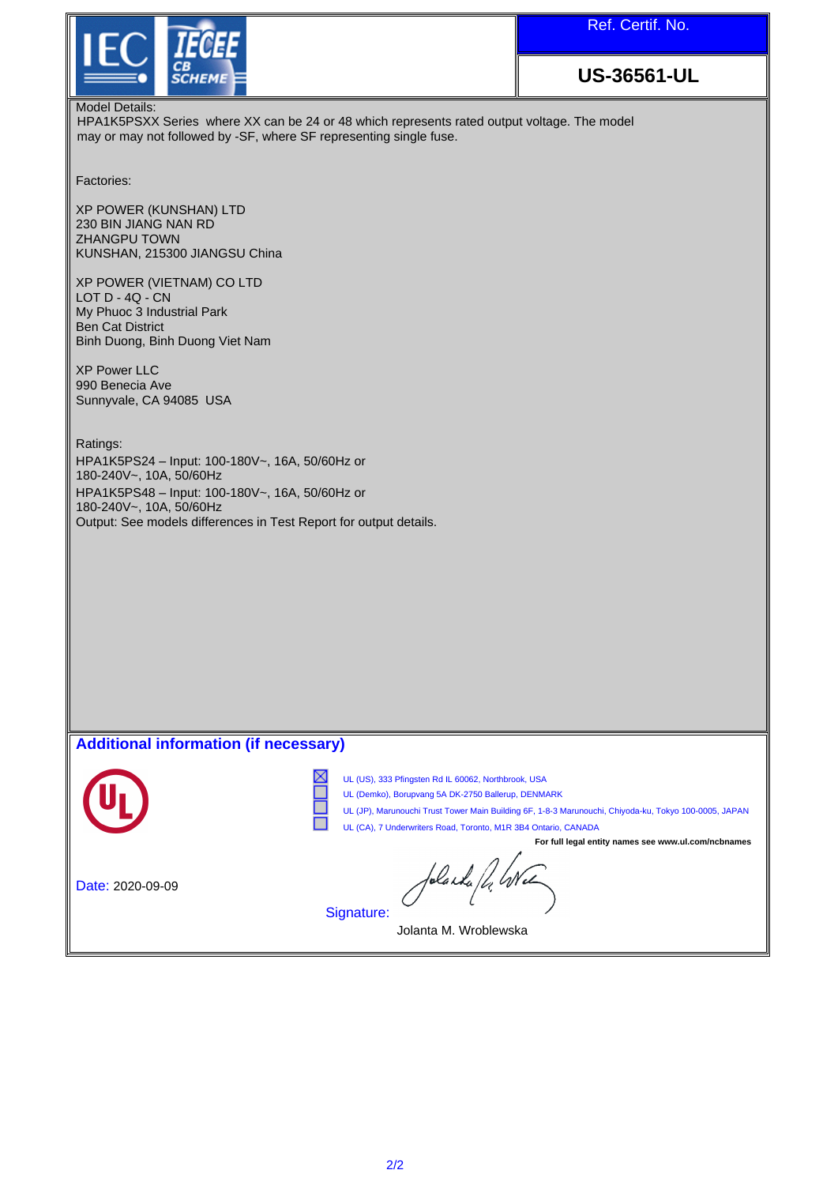Ref. Certif. No.

**US-36561-UL**

Model Details:
HPA1K5PSXX Series where XX can be 24 or 48 which represents rated output voltage. The model may or may not followed by -SF, where SF representing single fuse.

Factories:

XP POWER (KUNSHAN) LTD
230 BIN JIANG NAN RD
ZHANGPU TOWN
KUNSHAN, 215300 JIANGSU China

XP POWER (VIETNAM) CO LTD
LOT D - 4Q - CN
My Phuoc 3 Industrial Park
Ben Cat District
Binh Duong, Binh Duong Viet Nam

XP Power LLC
990 Benecia Ave
Sunnyvale, CA 94085 USA

Ratings:
HPA1K5PS24 – Input: 100-180V~, 16A, 50/60Hz or 180-240V~, 10A, 50/60Hz
HPA1K5PS48 – Input: 100-180V~, 16A, 50/60Hz or 180-240V~, 10A, 50/60Hz
Output: See models differences in Test Report for output details.

## Additional information (if necessary)

- [x] UL (US), 333 Pfingsten Rd IL 60062, Northbrook, USA
- [ ] UL (Demko), Borupvang 5A DK-2750 Ballerup, DENMARK
- [ ] UL (JP), Marunouchi Trust Tower Main Building 6F, 1-8-3 Marunouchi, Chiyoda-ku, Tokyo 100-0005, JAPAN
- [ ] UL (CA), 7 Underwriters Road, Toronto, M1R 3B4 Ontario, CANADA

**For full legal entity names see www.ul.com/ncbnames**

Date: 2020-09-09

Signature:

Jolanta M. Wroblewska